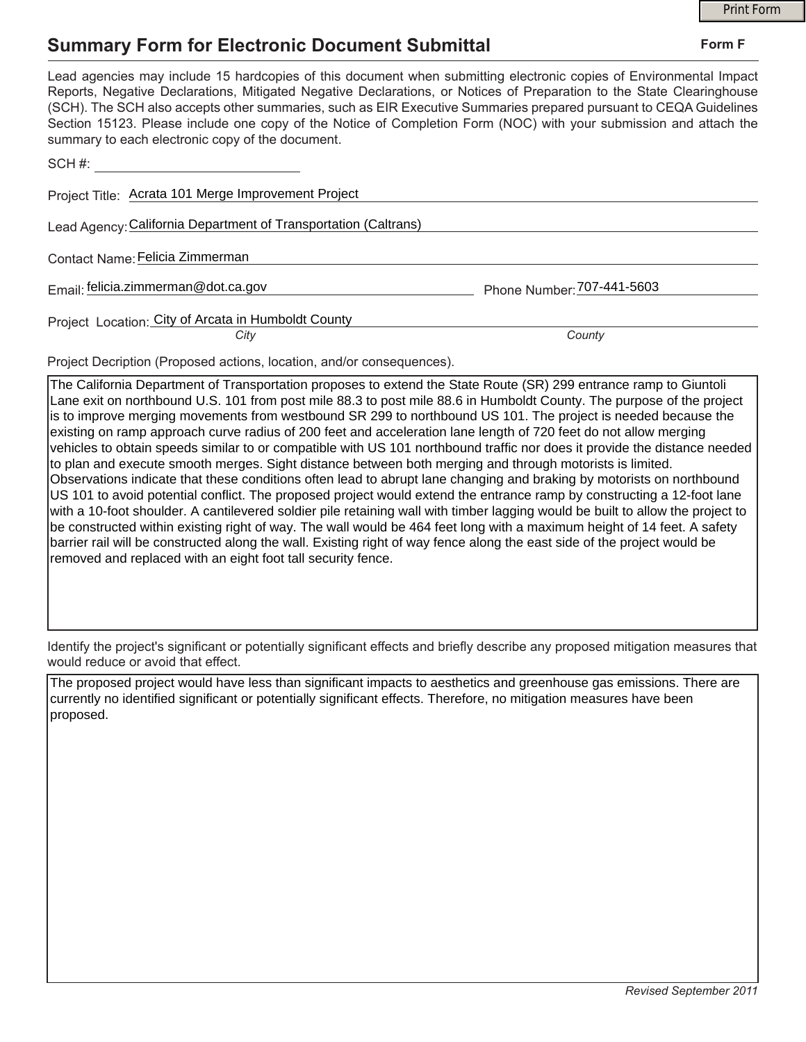# Summary Form for Electronic Document Submittal

**Form F**

Lead agencies may include 15 hardcopies of this document when submitting electronic copies of Environmental Impact Reports, Negative Declarations, Mitigated Negative Declarations, or Notices of Preparation to the State Clearinghouse (SCH). The SCH also accepts other summaries, such as EIR Executive Summaries prepared pursuant to CEQA Guidelines Section 15123. Please include one copy of the Notice of Completion Form (NOC) with your submission and attach the summary to each electronic copy of the document.

SCH #: ____________________

Project Title: Acrata 101 Merge Improvement Project

Lead Agency: California Department of Transportation (Caltrans)

Contact Name: Felicia Zimmerman

Email: felicia.zimmerman@dot.ca.gov

Phone Number: 707-441-5603

Project Location: City of Arcata in Humboldt County

*City* *County*

Project Decription (Proposed actions, location, and/or consequences).

The California Department of Transportation proposes to extend the State Route (SR) 299 entrance ramp to Giuntoli Lane exit on northbound U.S. 101 from post mile 88.3 to post mile 88.6 in Humboldt County. The purpose of the project is to improve merging movements from westbound SR 299 to northbound US 101. The project is needed because the existing on ramp approach curve radius of 200 feet and acceleration lane length of 720 feet do not allow merging vehicles to obtain speeds similar to or compatible with US 101 northbound traffic nor does it provide the distance needed to plan and execute smooth merges. Sight distance between both merging and through motorists is limited. Observations indicate that these conditions often lead to abrupt lane changing and braking by motorists on northbound US 101 to avoid potential conflict. The proposed project would extend the entrance ramp by constructing a 12-foot lane with a 10-foot shoulder. A cantilevered soldier pile retaining wall with timber lagging would be built to allow the project to be constructed within existing right of way. The wall would be 464 feet long with a maximum height of 14 feet. A safety barrier rail will be constructed along the wall. Existing right of way fence along the east side of the project would be removed and replaced with an eight foot tall security fence.

Identify the project's significant or potentially significant effects and briefly describe any proposed mitigation measures that would reduce or avoid that effect.

The proposed project would have less than significant impacts to aesthetics and greenhouse gas emissions. There are currently no identified significant or potentially significant effects. Therefore, no mitigation measures have been proposed.

*Revised September 2011*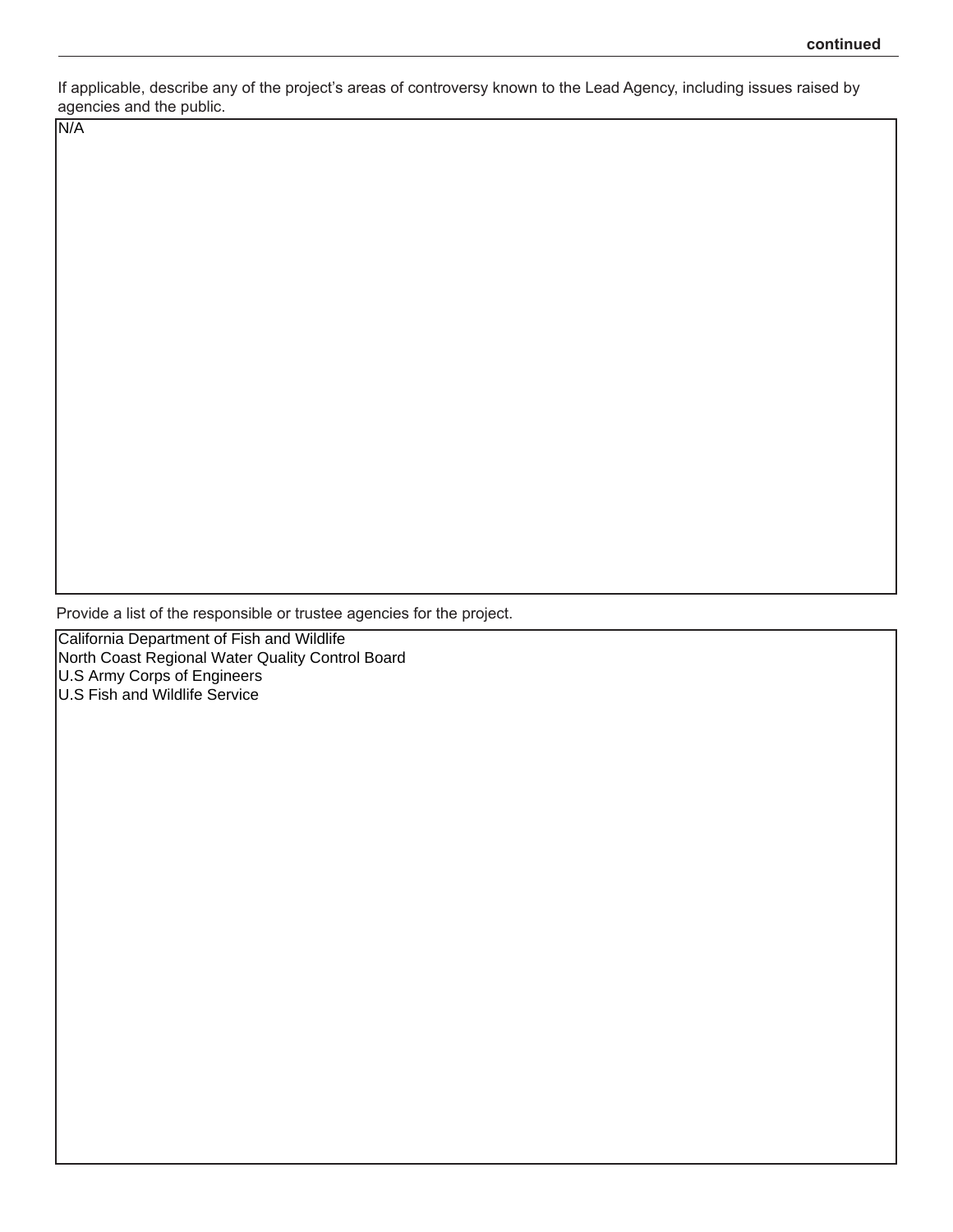continued

If applicable, describe any of the project's areas of controversy known to the Lead Agency, including issues raised by agencies and the public.

N/A

Provide a list of the responsible or trustee agencies for the project.

California Department of Fish and Wildlife
North Coast Regional Water Quality Control Board
U.S Army Corps of Engineers
U.S Fish and Wildlife Service